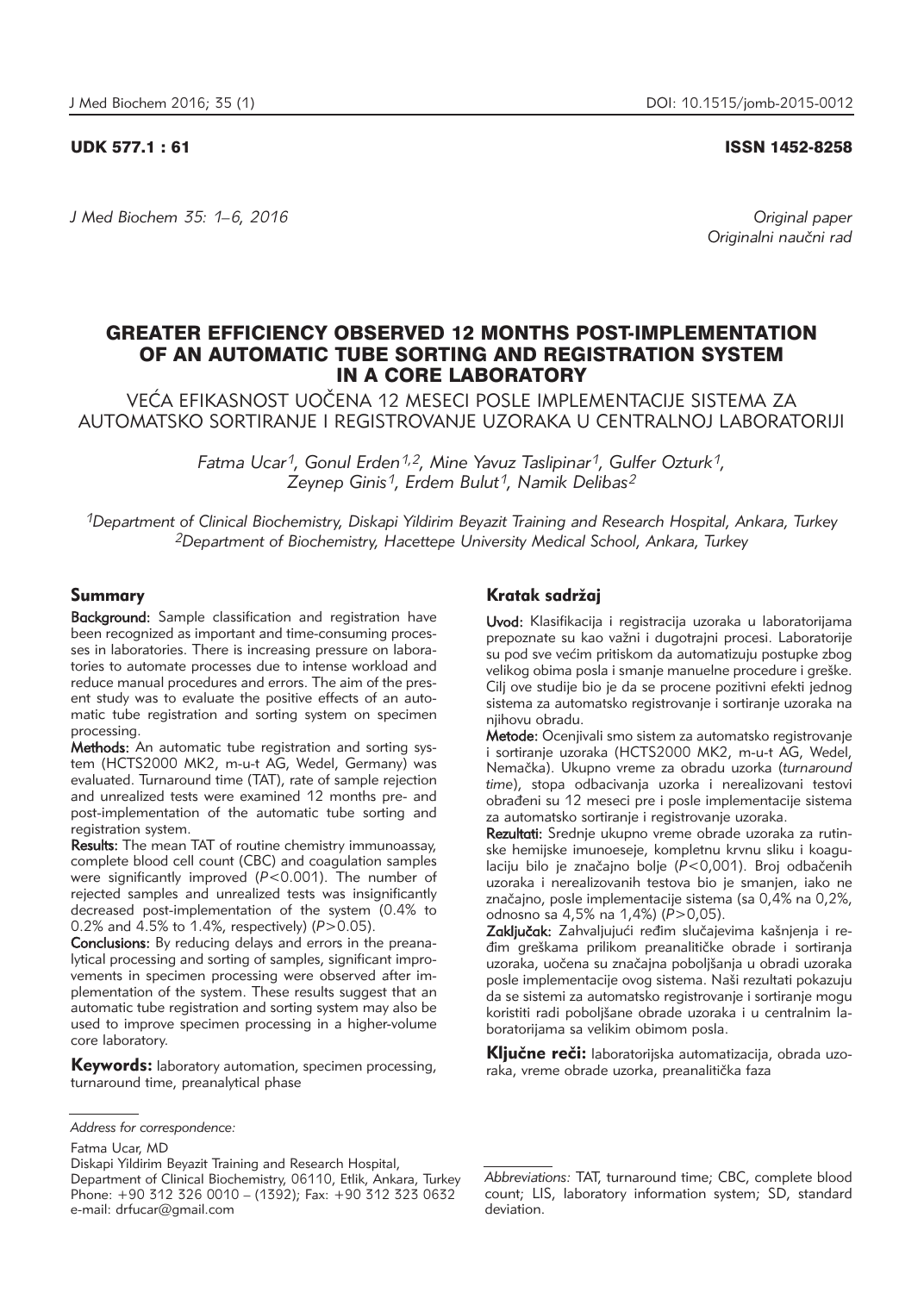UDK 577.1 : 61

ISSN 1452-8258

Original paper
Originalni naučni rad

# GREATER EFFICIENCY OBSERVED 12 MONTHS POST-IMPLEMENTATION OF AN AUTOMATIC TUBE SORTING AND REGISTRATION SYSTEM IN A CORE LABORATORY

## VEĆA EFIKASNOST UOČENA 12 MESECI POSLE IMPLEMENTACIJE SISTEMA ZA AUTOMATSKO SORTIRANJE I REGISTROVANJE UZORAKA U CENTRALNOJ LABORATORIJI

*Fatma Ucar[1], Gonul Erden[1,2], Mine Yavuz Taslipinar[1], Gulfer Ozturk[1], Zeynep Ginis[1], Erdem Bulut[1], Namik Delibas[2]*

*[1]Department of Clinical Biochemistry, Diskapi Yildirim Beyazit Training and Research Hospital, Ankara, Turkey*
*[2]Department of Biochemistry, Hacettepe University Medical School, Ankara, Turkey*

### Summary

**Background:** Sample classification and registration have been recognized as important and time-consuming processes in laboratories. There is increasing pressure on laboratories to automate processes due to intense workload and reduce manual procedures and errors. The aim of the present study was to evaluate the positive effects of an automatic tube registration and sorting system on specimen processing.

**Methods:** An automatic tube registration and sorting system (HCTS2000 MK2, m-u-t AG, Wedel, Germany) was evaluated. Turnaround time (TAT), rate of sample rejection and unrealized tests were examined 12 months pre- and post-implementation of the automatic tube sorting and registration system.

**Results:** The mean TAT of routine chemistry immunoassay, complete blood cell count (CBC) and coagulation samples were significantly improved ($P<0.001$). The number of rejected samples and unrealized tests was insignificantly decreased post-implementation of the system (0.4% to 0.2% and 4.5% to 1.4%, respectively) ($P>0.05$).

**Conclusions:** By reducing delays and errors in the preanalytical processing and sorting of samples, significant improvements in specimen processing were observed after implementation of the system. These results suggest that an automatic tube registration and sorting system may also be used to improve specimen processing in a higher-volume core laboratory.

**Keywords:** laboratory automation, specimen processing, turnaround time, preanalytical phase

### Kratak sadržaj

**Uvod:** Klasifikacija i registracija uzoraka u laboratorijama prepoznate su kao važni i dugotrajni procesi. Laboratorije su pod sve većim pritiskom da automatizuju postupke zbog velikog obima posla i smanje manuelne procedure i greške. Cilj ove studije bio je da se procene pozitivni efekti jednog sistema za automatsko registrovanje i sortiranje uzoraka na njihovu obradu.

**Metode:** Ocenjivali smo sistem za automatsko registrovanje i sortiranje uzoraka (HCTS2000 MK2, m-u-t AG, Wedel, Nemačka). Ukupno vreme za obradu uzorka (*turnaround time*), stopa odbacivanja uzorka i nerealizovani testovi obrađeni su 12 meseci pre i posle implementacije sistema za automatsko sortiranje i registrovanje uzoraka.

**Rezultati:** Srednje ukupno vreme obrade uzoraka za rutinske hemijske imunoeseje, kompletnu krvnu sliku i koagulaciju bilo je značajno bolje ($P<0,001$). Broj odbačenih uzoraka i nerealizovanih testova bio je smanjen, iako ne značajno, posle implementacije sistema (sa 0,4% na 0,2%, odnosno sa 4,5% na 1,4%) ($P>0,05$).

**Zaključak:** Zahvaljujući ređim slučajevima kašnjenja i ređim greškama prilikom preanalitičke obrade i sortiranja uzoraka, uočena su značajna poboljšanja u obradi uzoraka posle implementacije ovog sistema. Naši rezultati pokazuju da se sistemi za automatsko registrovanje i sortiranje mogu koristiti radi poboljšane obrade uzoraka i u centralnim laboratorijama sa velikim obimom posla.

**Ključne reči:** laboratorijska automatizacija, obrada uzoraka, vreme obrade uzorka, preanalitička faza

*Address for correspondence:*

Fatma Ucar, MD
Diskapi Yildirim Beyazit Training and Research Hospital,
Department of Clinical Biochemistry, 06110, Etlik, Ankara, Turkey
Phone: +90 312 326 0010 – (1392); Fax: +90 312 323 0632
e-mail: drfucar@gmail.com

*Abbreviations:* TAT, turnaround time; CBC, complete blood count; LIS, laboratory information system; SD, standard deviation.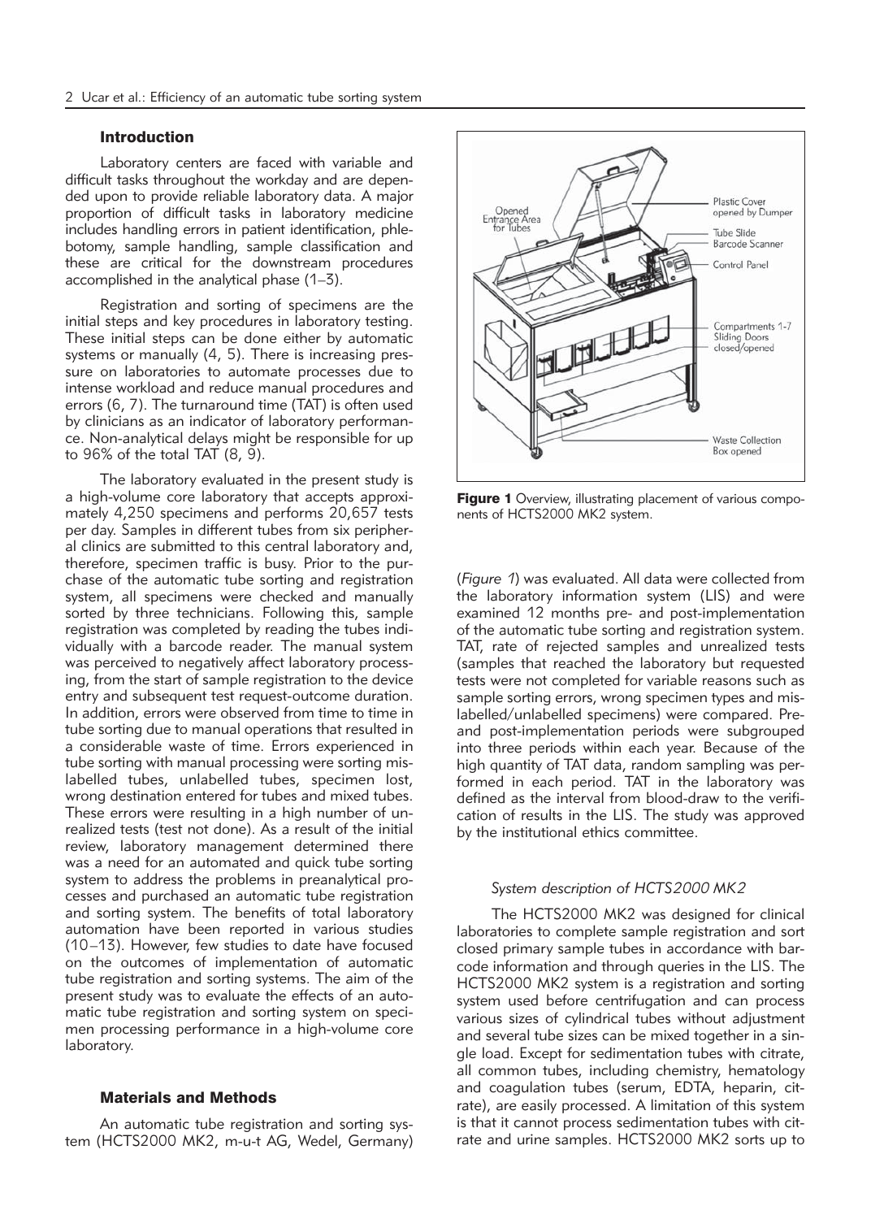## Introduction

Laboratory centers are faced with variable and difficult tasks throughout the workday and are depended upon to provide reliable laboratory data. A major proportion of difficult tasks in laboratory medicine includes handling errors in patient identification, phlebotomy, sample handling, sample classification and these are critical for the downstream procedures accomplished in the analytical phase (1–3).

Registration and sorting of specimens are the initial steps and key procedures in laboratory testing. These initial steps can be done either by automatic systems or manually (4, 5). There is increasing pressure on laboratories to automate processes due to intense workload and reduce manual procedures and errors (6, 7). The turnaround time (TAT) is often used by clinicians as an indicator of laboratory performance. Non-analytical delays might be responsible for up to 96% of the total TAT (8, 9).

The laboratory evaluated in the present study is a high-volume core laboratory that accepts approximately 4,250 specimens and performs 20,657 tests per day. Samples in different tubes from six peripheral clinics are submitted to this central laboratory and, therefore, specimen traffic is busy. Prior to the purchase of the automatic tube sorting and registration system, all specimens were checked and manually sorted by three technicians. Following this, sample registration was completed by reading the tubes individually with a barcode reader. The manual system was perceived to negatively affect laboratory processing, from the start of sample registration to the device entry and subsequent test request-outcome duration. In addition, errors were observed from time to time in tube sorting due to manual operations that resulted in a considerable waste of time. Errors experienced in tube sorting with manual processing were sorting mislabelled tubes, unlabelled tubes, specimen lost, wrong destination entered for tubes and mixed tubes. These errors were resulting in a high number of unrealized tests (test not done). As a result of the initial review, laboratory management determined there was a need for an automated and quick tube sorting system to address the problems in preanalytical processes and purchased an automatic tube registration and sorting system. The benefits of total laboratory automation have been reported in various studies (10–13). However, few studies to date have focused on the outcomes of implementation of automatic tube registration and sorting systems. The aim of the present study was to evaluate the effects of an automatic tube registration and sorting system on specimen processing performance in a high-volume core laboratory.

## Materials and Methods

An automatic tube registration and sorting system (HCTS2000 MK2, m-u-t AG, Wedel, Germany) (*Figure 1*) was evaluated. All data were collected from the laboratory information system (LIS) and were examined 12 months pre- and post-implementation of the automatic tube sorting and registration system. TAT, rate of rejected samples and unrealized tests (samples that reached the laboratory but requested tests were not completed for variable reasons such as sample sorting errors, wrong specimen types and mislabelled/unlabelled specimens) were compared. Pre- and post-implementation periods were subgrouped into three periods within each year. Because of the high quantity of TAT data, random sampling was performed in each period. TAT in the laboratory was defined as the interval from blood-draw to the verification of results in the LIS. The study was approved by the institutional ethics committee.

**Figure 1** Overview, illustrating placement of various components of HCTS2000 MK2 system.

### *System description of HCTS2000 MK2*

The HCTS2000 MK2 was designed for clinical laboratories to complete sample registration and sort closed primary sample tubes in accordance with barcode information and through queries in the LIS. The HCTS2000 MK2 system is a registration and sorting system used before centrifugation and can process various sizes of cylindrical tubes without adjustment and several tube sizes can be mixed together in a single load. Except for sedimentation tubes with citrate, all common tubes, including chemistry, hematology and coagulation tubes (serum, EDTA, heparin, citrate), are easily processed. A limitation of this system is that it cannot process sedimentation tubes with citrate and urine samples. HCTS2000 MK2 sorts up to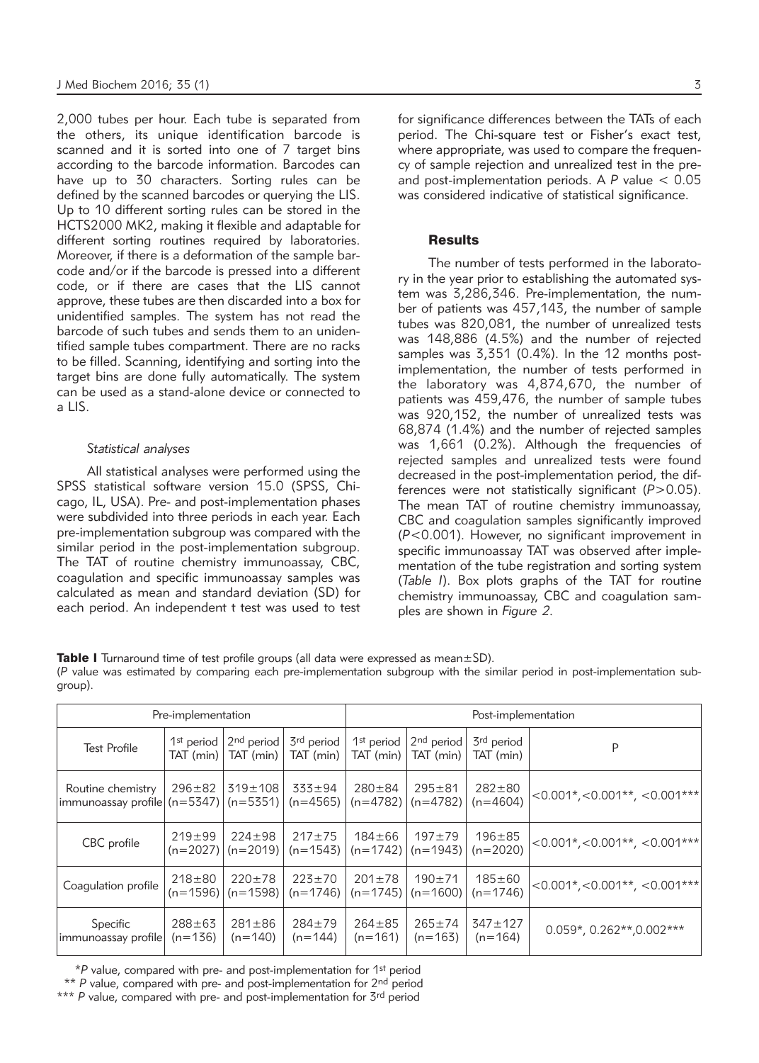2,000 tubes per hour. Each tube is separated from the others, its unique identification barcode is scanned and it is sorted into one of 7 target bins according to the barcode information. Barcodes can have up to 30 characters. Sorting rules can be defined by the scanned barcodes or querying the LIS. Up to 10 different sorting rules can be stored in the HCTS2000 MK2, making it flexible and adaptable for different sorting routines required by laboratories. Moreover, if there is a deformation of the sample barcode and/or if the barcode is pressed into a different code, or if there are cases that the LIS cannot approve, these tubes are then discarded into a box for unidentified samples. The system has not read the barcode of such tubes and sends them to an unidentified sample tubes compartment. There are no racks to be filled. Scanning, identifying and sorting into the target bins are done fully automatically. The system can be used as a stand-alone device or connected to a LIS.

#### *Statistical analyses*

All statistical analyses were performed using the SPSS statistical software version 15.0 (SPSS, Chicago, IL, USA). Pre- and post-implementation phases were subdivided into three periods in each year. Each pre-implementation subgroup was compared with the similar period in the post-implementation subgroup. The TAT of routine chemistry immunoassay, CBC, coagulation and specific immunoassay samples was calculated as mean and standard deviation (SD) for each period. An independent t test was used to test for significance differences between the TATs of each period. The Chi-square test or Fisher's exact test, where appropriate, was used to compare the frequency of sample rejection and unrealized test in the pre- and post-implementation periods. A $P$ value $< 0.05$ was considered indicative of statistical significance.

## Results

The number of tests performed in the laboratory in the year prior to establishing the automated system was 3,286,346. Pre-implementation, the number of patients was 457,143, the number of sample tubes was 820,081, the number of unrealized tests was 148,886 (4.5%) and the number of rejected samples was 3,351 (0.4%). In the 12 months post-implementation, the number of tests performed in the laboratory was 4,874,670, the number of patients was 459,476, the number of sample tubes was 920,152, the number of unrealized tests was 68,874 (1.4%) and the number of rejected samples was 1,661 (0.2%). Although the frequencies of rejected samples and unrealized tests were found decreased in the post-implementation period, the differences were not statistically significant ($P>0.05$). The mean TAT of routine chemistry immunoassay, CBC and coagulation samples significantly improved ($P<0.001$). However, no significant improvement in specific immunoassay TAT was observed after implementation of the tube registration and sorting system (*Table I*). Box plots graphs of the TAT for routine chemistry immunoassay, CBC and coagulation samples are shown in *Figure 2*.

**Table I** Turnaround time of test profile groups (all data were expressed as mean±SD).
($P$ value was estimated by comparing each pre-implementation subgroup with the similar period in post-implementation subgroup).

| | Pre-implementation | | | Post-implementation | | | |
|---|---|---|---|---|---|---|---|
| Test Profile | 1st period TAT (min) | 2nd period TAT (min) | 3rd period TAT (min) | 1st period TAT (min) | 2nd period TAT (min) | 3rd period TAT (min) | P |
| Routine chemistry immunoassay profile | 296±82 (n=5347) | 319±108 (n=5351) | 333±94 (n=4565) | 280±84 (n=4782) | 295±81 (n=4782) | 282±80 (n=4604) | <0.001*, <0.001**, <0.001*** |
| CBC profile | 219±99 (n=2027) | 224±98 (n=2019) | 217±75 (n=1543) | 184±66 (n=1742) | 197±79 (n=1943) | 196±85 (n=2020) | <0.001*, <0.001**, <0.001*** |
| Coagulation profile | 218±80 (n=1596) | 220±78 (n=1598) | 223±70 (n=1746) | 201±78 (n=1745) | 190±71 (n=1600) | 185±60 (n=1746) | <0.001*, <0.001**, <0.001*** |
| Specific immunoassay profile | 288±63 (n=136) | 281±86 (n=140) | 284±79 (n=144) | 264±85 (n=161) | 265±74 (n=163) | 347±127 (n=164) | 0.059*, 0.262**, 0.002*** |

\*$P$ value, compared with pre- and post-implementation for 1st period
\** $P$ value, compared with pre- and post-implementation for 2nd period
\*** $P$ value, compared with pre- and post-implementation for 3rd period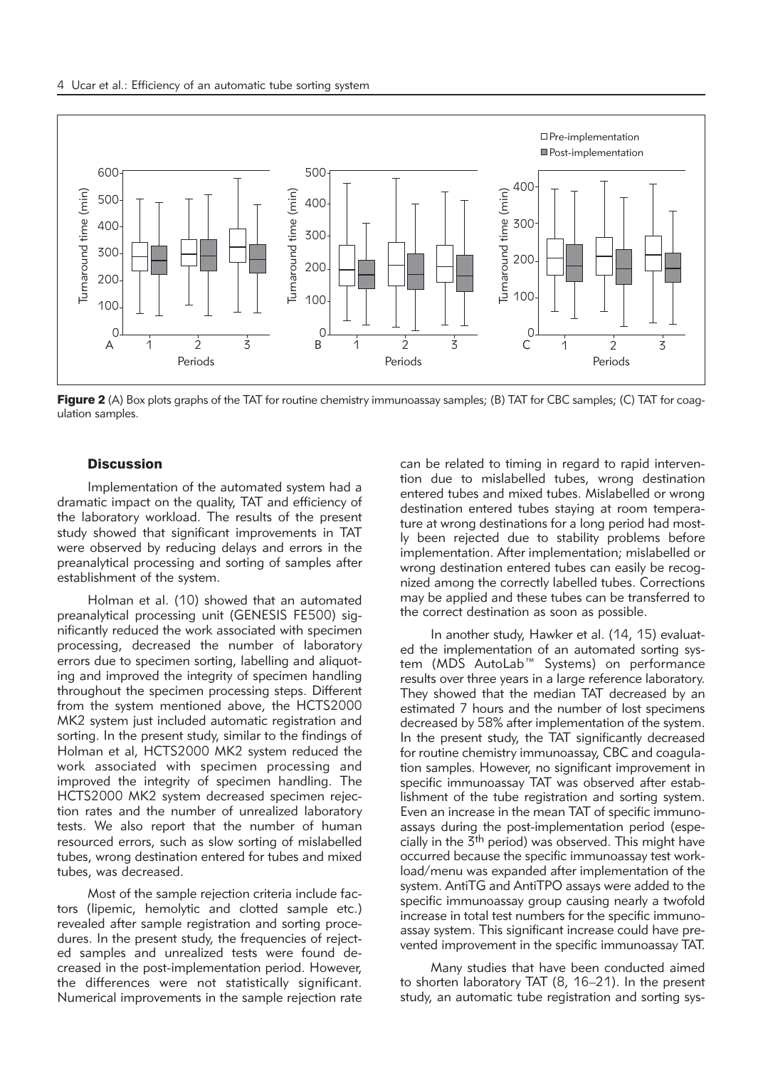Pre-implementation
Post-implementation

A
Turnaround time (min)
600
500
400
300
200
100
0
1 2 3
Periods

B
Turnaround time (min)
500
400
300
200
100
0
1 2 3
Periods

C
Turnaround time (min)
400
300
200
100
0
1 2 3
Periods

**Figure 2** (A) Box plots graphs of the TAT for routine chemistry immunoassay samples; (B) TAT for CBC samples; (C) TAT for coagulation samples.

## Discussion

Implementation of the automated system had a dramatic impact on the quality, TAT and efficiency of the laboratory workload. The results of the present study showed that significant improvements in TAT were observed by reducing delays and errors in the preanalytical processing and sorting of samples after establishment of the system.

Holman et al. (10) showed that an automated preanalytical processing unit (GENESIS FE500) significantly reduced the work associated with specimen processing, decreased the number of laboratory errors due to specimen sorting, labelling and aliquoting and improved the integrity of specimen handling throughout the specimen processing steps. Different from the system mentioned above, the HCTS2000 MK2 system just included automatic registration and sorting. In the present study, similar to the findings of Holman et al, HCTS2000 MK2 system reduced the work associated with specimen processing and improved the integrity of specimen handling. The HCTS2000 MK2 system decreased specimen rejection rates and the number of unrealized laboratory tests. We also report that the number of human resourced errors, such as slow sorting of mislabelled tubes, wrong destination entered for tubes and mixed tubes, was decreased.

Most of the sample rejection criteria include factors (lipemic, hemolytic and clotted sample etc.) revealed after sample registration and sorting procedures. In the present study, the frequencies of rejected samples and unrealized tests were found decreased in the post-implementation period. However, the differences were not statistically significant. Numerical improvements in the sample rejection rate can be related to timing in regard to rapid intervention due to mislabelled tubes, wrong destination entered tubes and mixed tubes. Mislabelled or wrong destination entered tubes staying at room temperature at wrong destinations for a long period had mostly been rejected due to stability problems before implementation. After implementation; mislabelled or wrong destination entered tubes can easily be recognized among the correctly labelled tubes. Corrections may be applied and these tubes can be transferred to the correct destination as soon as possible.

In another study, Hawker et al. (14, 15) evaluated the implementation of an automated sorting system (MDS AutoLab™ Systems) on performance results over three years in a large reference laboratory. They showed that the median TAT decreased by an estimated 7 hours and the number of lost specimens decreased by 58% after implementation of the system. In the present study, the TAT significantly decreased for routine chemistry immunoassay, CBC and coagulation samples. However, no significant improvement in specific immunoassay TAT was observed after establishment of the tube registration and sorting system. Even an increase in the mean TAT of specific immunoassays during the post-implementation period (especially in the 3[th] period) was observed. This might have occurred because the specific immunoassay test workload/menu was expanded after implementation of the system. AntiTG and AntiTPO assays were added to the specific immunoassay group causing nearly a twofold increase in total test numbers for the specific immunoassay system. This significant increase could have prevented improvement in the specific immunoassay TAT.

Many studies that have been conducted aimed to shorten laboratory TAT (8, 16–21). In the present study, an automatic tube registration and sorting sys-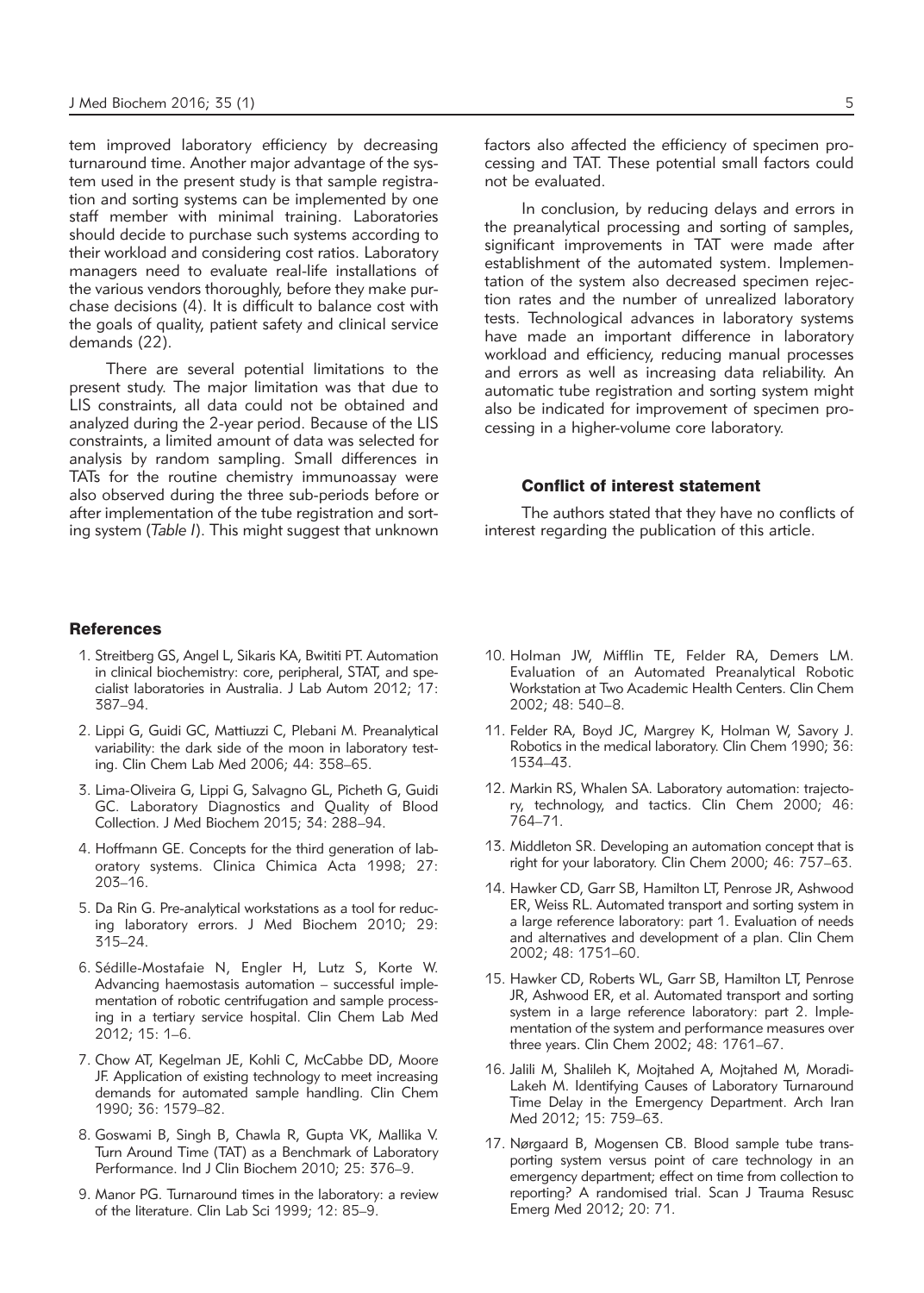tem improved laboratory efficiency by decreasing turnaround time. Another major advantage of the system used in the present study is that sample registration and sorting systems can be implemented by one staff member with minimal training. Laboratories should decide to purchase such systems according to their workload and considering cost ratios. Laboratory managers need to evaluate real-life installations of the various vendors thoroughly, before they make purchase decisions (4). It is difficult to balance cost with the goals of quality, patient safety and clinical service demands (22).

There are several potential limitations to the present study. The major limitation was that due to LIS constraints, all data could not be obtained and analyzed during the 2-year period. Because of the LIS constraints, a limited amount of data was selected for analysis by random sampling. Small differences in TATs for the routine chemistry immunoassay were also observed during the three sub-periods before or after implementation of the tube registration and sorting system (*Table I*). This might suggest that unknown factors also affected the efficiency of specimen processing and TAT. These potential small factors could not be evaluated.

In conclusion, by reducing delays and errors in the preanalytical processing and sorting of samples, significant improvements in TAT were made after establishment of the automated system. Implementation of the system also decreased specimen rejection rates and the number of unrealized laboratory tests. Technological advances in laboratory systems have made an important difference in laboratory workload and efficiency, reducing manual processes and errors as well as increasing data reliability. An automatic tube registration and sorting system might also be indicated for improvement of specimen processing in a higher-volume core laboratory.

### Conflict of interest statement

The authors stated that they have no conflicts of interest regarding the publication of this article.

### References

1. Streitberg GS, Angel L, Sikaris KA, Bwititi PT. Automation in clinical biochemistry: core, peripheral, STAT, and specialist laboratories in Australia. J Lab Autom 2012; 17: 387–94.
2. Lippi G, Guidi GC, Mattiuzzi C, Plebani M. Preanalytical variability: the dark side of the moon in laboratory testing. Clin Chem Lab Med 2006; 44: 358–65.
3. Lima-Oliveira G, Lippi G, Salvagno GL, Picheth G, Guidi GC. Laboratory Diagnostics and Quality of Blood Collection. J Med Biochem 2015; 34: 288–94.
4. Hoffmann GE. Concepts for the third generation of laboratory systems. Clinica Chimica Acta 1998; 27: 203–16.
5. Da Rin G. Pre-analytical workstations as a tool for reducing laboratory errors. J Med Biochem 2010; 29: 315–24.
6. Sédille-Mostafaie N, Engler H, Lutz S, Korte W. Advancing haemostasis automation – successful implementation of robotic centrifugation and sample processing in a tertiary service hospital. Clin Chem Lab Med 2012; 15: 1–6.
7. Chow AT, Kegelman JE, Kohli C, McCabbe DD, Moore JF. Application of existing technology to meet increasing demands for automated sample handling. Clin Chem 1990; 36: 1579–82.
8. Goswami B, Singh B, Chawla R, Gupta VK, Mallika V. Turn Around Time (TAT) as a Benchmark of Laboratory Performance. Ind J Clin Biochem 2010; 25: 376–9.
9. Manor PG. Turnaround times in the laboratory: a review of the literature. Clin Lab Sci 1999; 12: 85–9.
10. Holman JW, Mifflin TE, Felder RA, Demers LM. Evaluation of an Automated Preanalytical Robotic Workstation at Two Academic Health Centers. Clin Chem 2002; 48: 540–8.
11. Felder RA, Boyd JC, Margrey K, Holman W, Savory J. Robotics in the medical laboratory. Clin Chem 1990; 36: 1534–43.
12. Markin RS, Whalen SA. Laboratory automation: trajectory, technology, and tactics. Clin Chem 2000; 46: 764–71.
13. Middleton SR. Developing an automation concept that is right for your laboratory. Clin Chem 2000; 46: 757–63.
14. Hawker CD, Garr SB, Hamilton LT, Penrose JR, Ashwood ER, Weiss RL. Automated transport and sorting system in a large reference laboratory: part 1. Evaluation of needs and alternatives and development of a plan. Clin Chem 2002; 48: 1751–60.
15. Hawker CD, Roberts WL, Garr SB, Hamilton LT, Penrose JR, Ashwood ER, et al. Automated transport and sorting system in a large reference laboratory: part 2. Implementation of the system and performance measures over three years. Clin Chem 2002; 48: 1761–67.
16. Jalili M, Shalileh K, Mojtahed A, Mojtahed M, Moradi-Lakeh M. Identifying Causes of Laboratory Turnaround Time Delay in the Emergency Department. Arch Iran Med 2012; 15: 759–63.
17. Nørgaard B, Mogensen CB. Blood sample tube transporting system versus point of care technology in an emergency department; effect on time from collection to reporting? A randomised trial. Scan J Trauma Resusc Emerg Med 2012; 20: 71.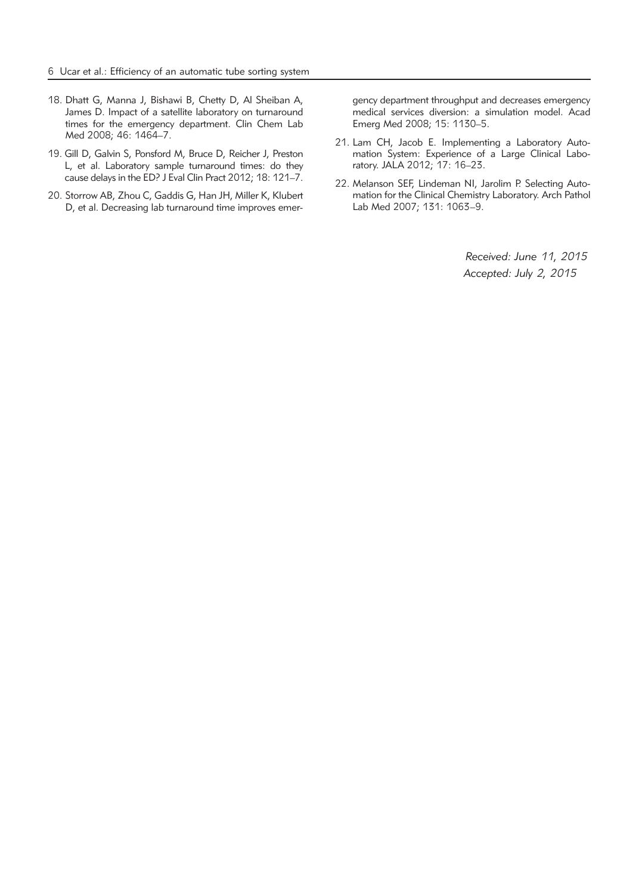18. Dhatt G, Manna J, Bishawi B, Chetty D, Al Sheiban A, James D. Impact of a satellite laboratory on turnaround times for the emergency department. Clin Chem Lab Med 2008; 46: 1464–7.

19. Gill D, Galvin S, Ponsford M, Bruce D, Reicher J, Preston L, et al. Laboratory sample turnaround times: do they cause delays in the ED? J Eval Clin Pract 2012; 18: 121–7.

20. Storrow AB, Zhou C, Gaddis G, Han JH, Miller K, Klubert D, et al. Decreasing lab turnaround time improves emergency department throughput and decreases emergency medical services diversion: a simulation model. Acad Emerg Med 2008; 15: 1130–5.

21. Lam CH, Jacob E. Implementing a Laboratory Automation System: Experience of a Large Clinical Laboratory. JALA 2012; 17: 16–23.

22. Melanson SEF, Lindeman NI, Jarolim P. Selecting Automation for the Clinical Chemistry Laboratory. Arch Pathol Lab Med 2007; 131: 1063–9.

*Received: June 11, 2015*
*Accepted: July 2, 2015*